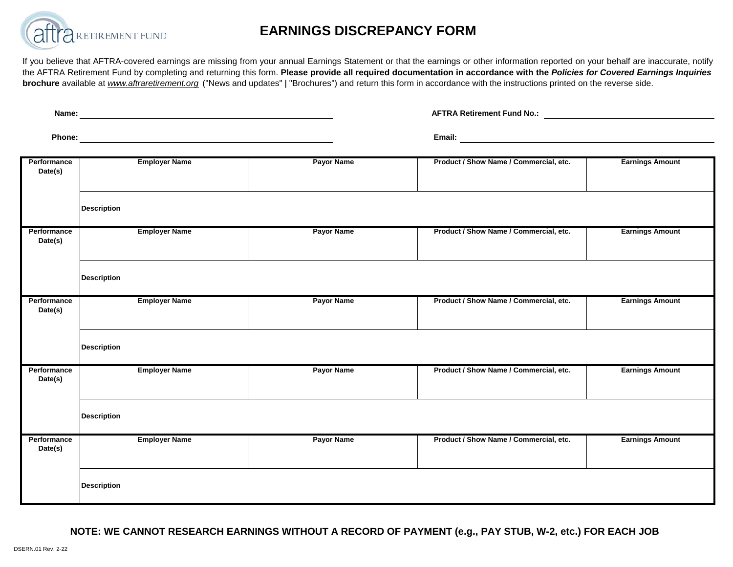aftra RETIREMENT FUND

# EARNINGS DISCREPANCY FORM

If you believe that AFTRA-covered earnings are missing from your annual Earnings Statement or that the earnings or other information reported on your behalf are inaccurate, notify the AFTRA Retirement Fund by completing and returning this form. **Please provide all required documentation in accordance with the *Policies for Covered Earnings Inquiries* brochure** available at *www.aftraretirement.org* ("News and updates" | "Brochures") and return this form in accordance with the instructions printed on the reverse side.

**Name:** ______________________________ **AFTRA Retirement Fund No.:** ______________________________

**Phone:** ______________________________ **Email:** ______________________________

| Performance Date(s) | Employer Name | Payor Name | Product / Show Name / Commercial, etc. | Earnings Amount |
|---|---|---|---|---|
| | | | | |
| | **Description** | | | |
| **Performance Date(s)** | **Employer Name** | **Payor Name** | **Product / Show Name / Commercial, etc.** | **Earnings Amount** |
| | | | | |
| | **Description** | | | |
| **Performance Date(s)** | **Employer Name** | **Payor Name** | **Product / Show Name / Commercial, etc.** | **Earnings Amount** |
| | | | | |
| | **Description** | | | |
| **Performance Date(s)** | **Employer Name** | **Payor Name** | **Product / Show Name / Commercial, etc.** | **Earnings Amount** |
| | | | | |
| | **Description** | | | |
| **Performance Date(s)** | **Employer Name** | **Payor Name** | **Product / Show Name / Commercial, etc.** | **Earnings Amount** |
| | | | | |
| | **Description** | | | |

**NOTE: WE CANNOT RESEARCH EARNINGS WITHOUT A RECORD OF PAYMENT (e.g., PAY STUB, W-2, etc.) FOR EACH JOB**

DSERN.01 Rev. 2-22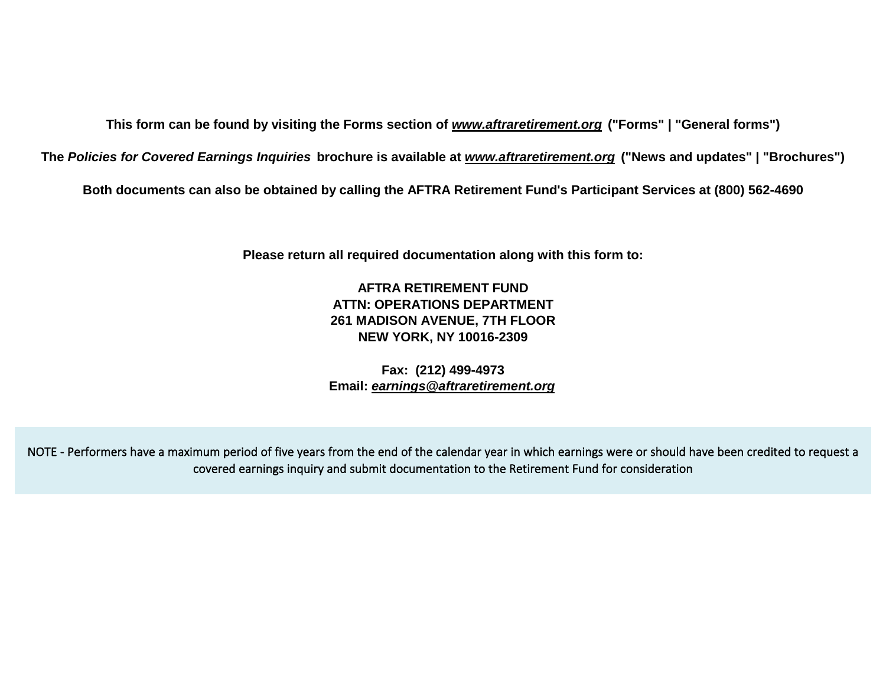**This form can be found by visiting the Forms section of *www.aftraretirement.org* ("Forms" | "General forms")**

**The *Policies for Covered Earnings Inquiries* brochure is available at *www.aftraretirement.org* ("News and updates" | "Brochures")**

**Both documents can also be obtained by calling the AFTRA Retirement Fund's Participant Services at (800) 562-4690**

**Please return all required documentation along with this form to:**

**AFTRA RETIREMENT FUND**
**ATTN: OPERATIONS DEPARTMENT**
**261 MADISON AVENUE, 7TH FLOOR**
**NEW YORK, NY 10016-2309**

**Fax: (212) 499-4973**
**Email: *earnings@aftraretirement.org***

NOTE - Performers have a maximum period of five years from the end of the calendar year in which earnings were or should have been credited to request a covered earnings inquiry and submit documentation to the Retirement Fund for consideration